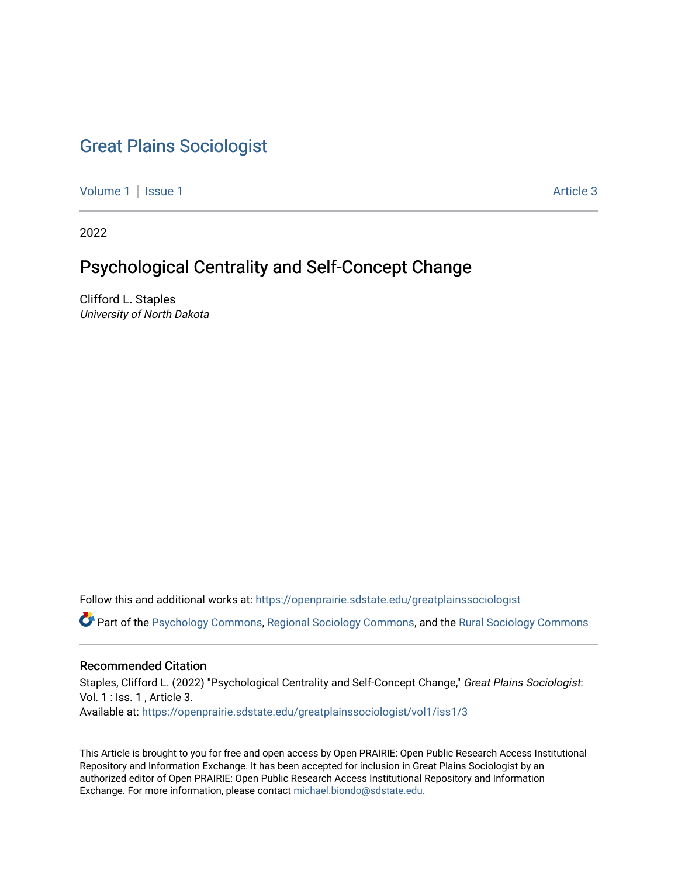# Great Plains Sociologist

Volume 1 | Issue 1 Article 3

2022

## Psychological Centrality and Self-Concept Change

Clifford L. Staples
*University of North Dakota*

Follow this and additional works at: https://openprairie.sdstate.edu/greatplainssociologist

Part of the Psychology Commons, Regional Sociology Commons, and the Rural Sociology Commons

### Recommended Citation

Staples, Clifford L. (2022) "Psychological Centrality and Self-Concept Change," *Great Plains Sociologist*: Vol. 1 : Iss. 1 , Article 3.
Available at: https://openprairie.sdstate.edu/greatplainssociologist/vol1/iss1/3

This Article is brought to you for free and open access by Open PRAIRIE: Open Public Research Access Institutional Repository and Information Exchange. It has been accepted for inclusion in Great Plains Sociologist by an authorized editor of Open PRAIRIE: Open Public Research Access Institutional Repository and Information Exchange. For more information, please contact michael.biondo@sdstate.edu.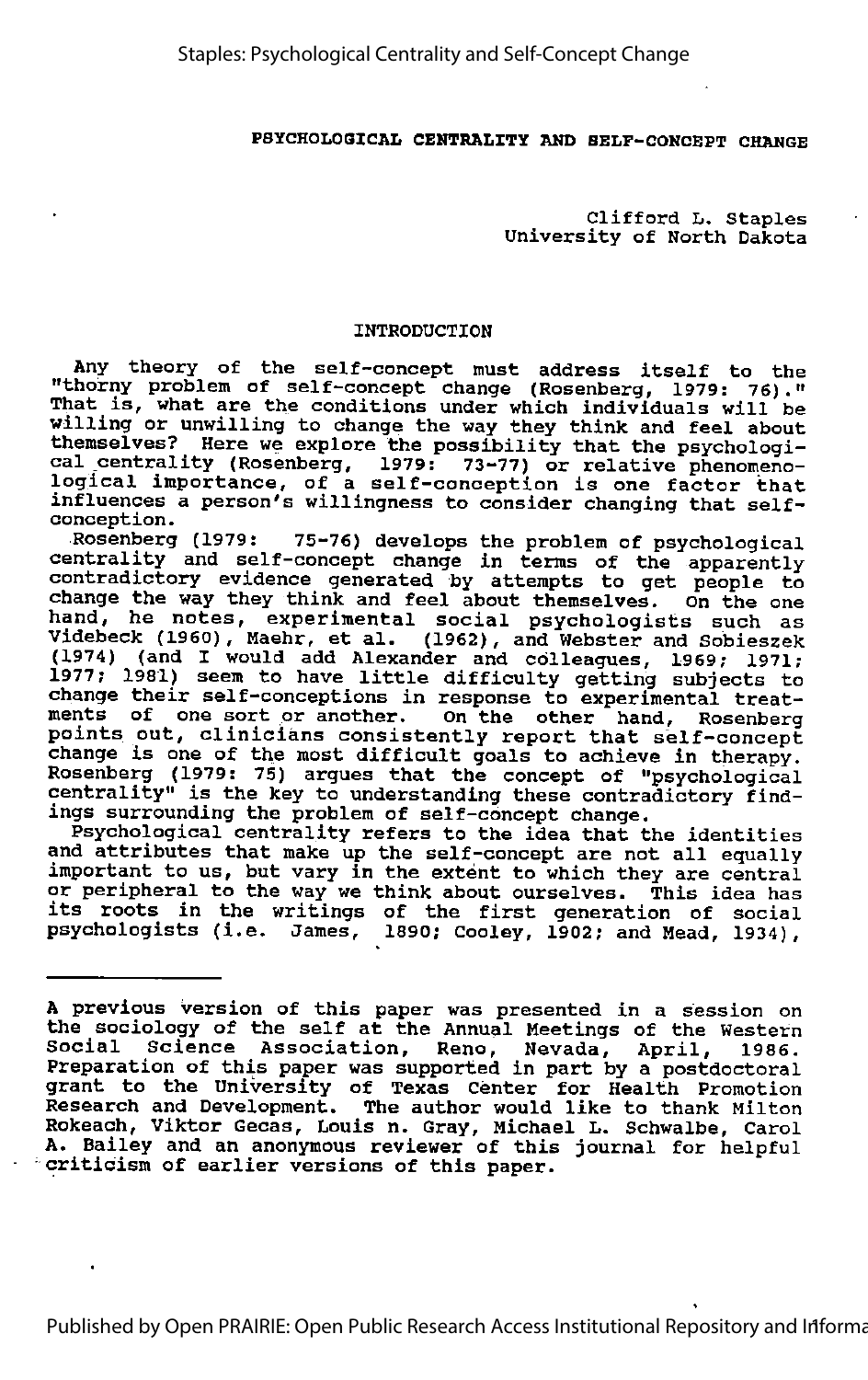## PSYCHOLOGICAL CENTRALITY AND SELF-CONCEPT CHANGE

Clifford L. Staples
University of North Dakota

### INTRODUCTION

Any theory of the self-concept must address itself to the "thorny problem of self-concept change (Rosenberg, 1979: 76)." That is, what are the conditions under which individuals will be willing or unwilling to change the way they think and feel about themselves? Here we explore the possibility that the psychological centrality (Rosenberg, 1979: 73-77) or relative phenomenological importance, of a self-conception is one factor that influences a person's willingness to consider changing that self-conception.

Rosenberg (1979: 75-76) develops the problem of psychological centrality and self-concept change in terms of the apparently contradictory evidence generated by attempts to get people to change the way they think and feel about themselves. On the one hand, he notes, experimental social psychologists such as Videbeck (1960), Maehr, et al. (1962), and Webster and Sobieszek (1974) (and I would add Alexander and colleagues, 1969; 1971; 1977; 1981) seem to have little difficulty getting subjects to change their self-conceptions in response to experimental treatments of one sort or another. On the other hand, Rosenberg points out, clinicians consistently report that self-concept change is one of the most difficult goals to achieve in therapy. Rosenberg (1979: 75) argues that the concept of "psychological centrality" is the key to understanding these contradictory findings surrounding the problem of self-concept change.

Psychological centrality refers to the idea that the identities and attributes that make up the self-concept are not all equally important to us, but vary in the extent to which they are central or peripheral to the way we think about ourselves. This idea has its roots in the writings of the first generation of social psychologists (i.e. James, 1890; Cooley, 1902; and Mead, 1934),

---

A previous version of this paper was presented in a session on the sociology of the self at the Annual Meetings of the Western Social Science Association, Reno, Nevada, April, 1986. Preparation of this paper was supported in part by a postdoctoral grant to the University of Texas Center for Health Promotion Research and Development. The author would like to thank Milton Rokeach, Viktor Gecas, Louis n. Gray, Michael L. Schwalbe, Carol A. Bailey and an anonymous reviewer of this journal for helpful criticism of earlier versions of this paper.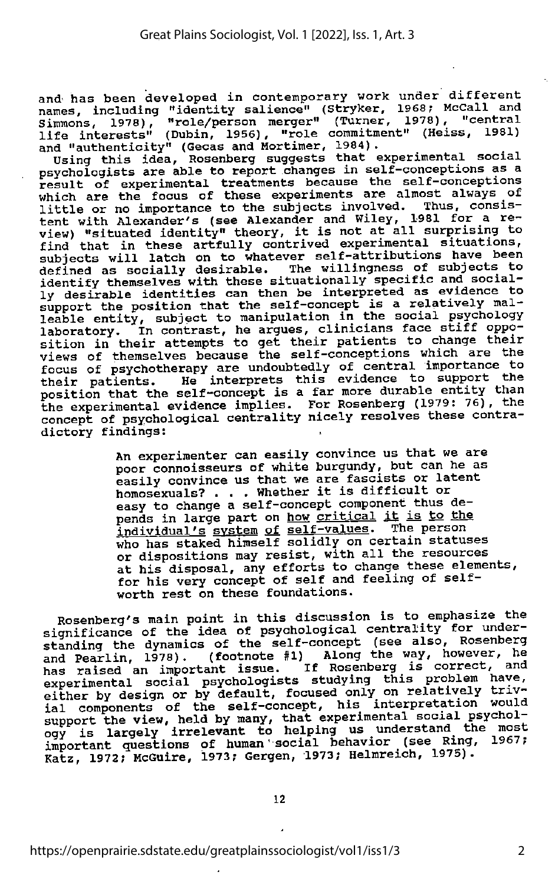and has been developed in contemporary work under different names, including "identity salience" (Stryker, 1968; McCall and Simmons, 1978), "role/person merger" (Turner, 1978), "central life interests" (Dubin, 1956), "role commitment" (Heiss, 1981) and "authenticity" (Gecas and Mortimer, 1984).

Using this idea, Rosenberg suggests that experimental social psychologists are able to report changes in self-conceptions as a result of experimental treatments because the self-conceptions which are the focus of these experiments are almost always of little or no importance to the subjects involved. Thus, consistent with Alexander's (see Alexander and Wiley, 1981 for a review) "situated identity" theory, it is not at all surprising to find that in these artfully contrived experimental situations, subjects will latch on to whatever self-attributions have been defined as socially desirable. The willingness of subjects to identify themselves with these situationally specific and socially desirable identities can then be interpreted as evidence to support the position that the self-concept is a relatively malleable entity, subject to manipulation in the social psychology laboratory. In contrast, he argues, clinicians face stiff opposition in their attempts to get their patients to change their views of themselves because the self-conceptions which are the focus of psychotherapy are undoubtedly of central importance to their patients. He interprets this evidence to support the position that the self-concept is a far more durable entity than the experimental evidence implies. For Rosenberg (1979: 76), the concept of psychological centrality nicely resolves these contradictory findings:

> An experimenter can easily convince us that we are poor connoisseurs of white burgundy, but can he as easily convince us that we are fascists or latent homosexuals? . . . Whether it is difficult or easy to change a self-concept component thus depends in large part on <u>how critical it is to the individual's system of self-values</u>. The person who has staked himself solidly on certain statuses or dispositions may resist, with all the resources at his disposal, any efforts to change these elements, for his very concept of self and feeling of self-worth rest on these foundations.

Rosenberg's main point in this discussion is to emphasize the significance of the idea of psychological centrality for understanding the dynamics of the self-concept (see also, Rosenberg and Pearlin, 1978). (footnote #1) Along the way, however, he has raised an important issue. If Rosenberg is correct, and experimental social psychologists studying this problem have, either by design or by default, focused only on relatively trivial components of the self-concept, his interpretation would support the view, held by many, that experimental social psychology is largely irrelevant to helping us understand the most important questions of human social behavior (see Ring, 1967; Katz, 1972; McGuire, 1973; Gergen, 1973; Helmreich, 1975).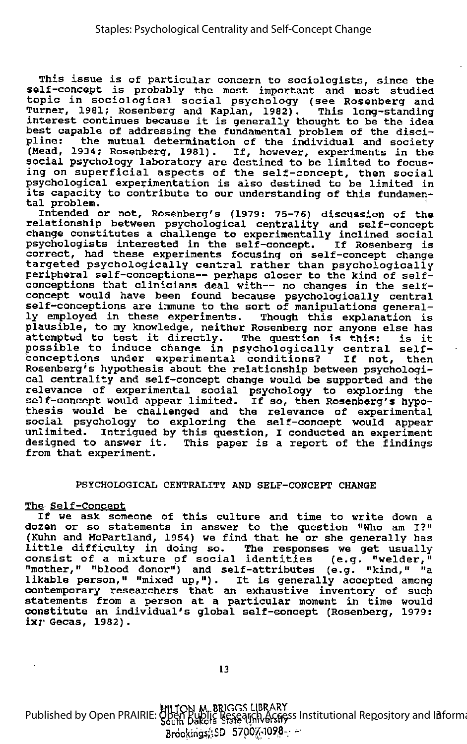This issue is of particular concern to sociologists, since the self-concept is probably the most important and most studied topic in sociological social psychology (see Rosenberg and Turner, 1981; Rosenberg and Kaplan, 1982). This long-standing interest continues because it is generally thought to be the idea best capable of addressing the fundamental problem of the discipline: the mutual determination of the individual and society (Mead, 1934; Rosenberg, 1981). If, however, experiments in the social psychology laboratory are destined to be limited to focusing on superficial aspects of the self-concept, then social psychological experimentation is also destined to be limited in its capacity to contribute to our understanding of this fundamental problem.

Intended or not, Rosenberg's (1979: 75-76) discussion of the relationship between psychological centrality and self-concept change constitutes a challenge to experimentally inclined social psychologists interested in the self-concept. If Rosenberg is correct, had these experiments focusing on self-concept change targeted psychologically central rather than psychologically peripheral self-conceptions-- perhaps closer to the kind of self-conceptions that clinicians deal with-- no changes in the self-concept would have been found because psychologically central self-conceptions are immune to the sort of manipulations generally employed in these experiments. Though this explanation is plausible, to my knowledge, neither Rosenberg nor anyone else has attempted to test it directly. The question is this: is it possible to induce change in psychologically central self-conceptions under experimental conditions? If not, then Rosenberg's hypothesis about the relationship between psychological centrality and self-concept change would be supported and the relevance of experimental social psychology to exploring the self-concept would appear limited. If so, then Rosenberg's hypothesis would be challenged and the relevance of experimental social psychology to exploring the self-concept would appear unlimited. Intrigued by this question, I conducted an experiment designed to answer it. This paper is a report of the findings from that experiment.

## PSYCHOLOGICAL CENTRALITY AND SELF-CONCEPT CHANGE

### The Self-Concept

If we ask someone of this culture and time to write down a dozen or so statements in answer to the question "Who am I?" (Kuhn and McPartland, 1954) we find that he or she generally has little difficulty in doing so. The responses we get usually consist of a mixture of social identities (e.g. "welder," "mother," "blood donor") and self-attributes (e.g. "kind," "a likable person," "mixed up,"). It is generally accepted among contemporary researchers that an exhaustive inventory of such statements from a person at a particular moment in time would constitute an individual's global self-concept (Rosenberg, 1979: ix; Gecas, 1982).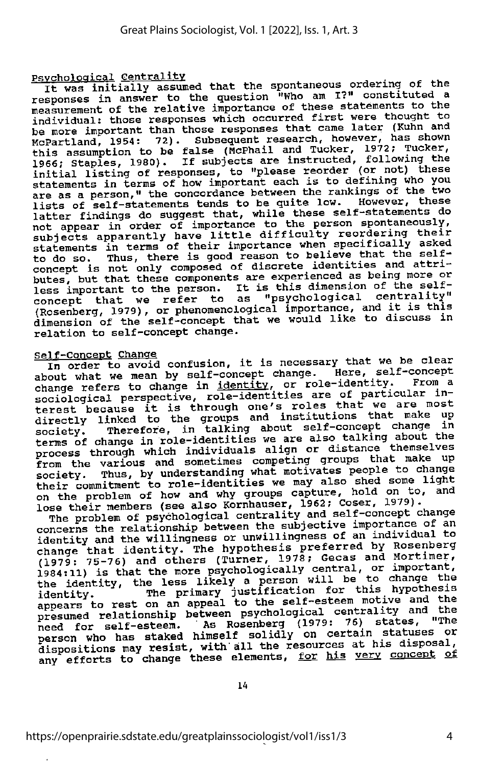## Psychological Centrality

It was initially assumed that the spontaneous ordering of the responses in answer to the question "Who am I?" constituted a measurement of the relative importance of these statements to the individual: those responses which occurred first were thought to be more important than those responses that came later (Kuhn and McPartland, 1954: 72). Subsequent research, however, has shown this assumption to be false (McPhail and Tucker, 1972; Tucker, 1966; Staples, 1980). If subjects are instructed, following the initial listing of responses, to "please reorder (or not) these statements in terms of how important each is to defining who you are as a person," the concordance between the rankings of the two lists of self-statements tends to be quite low. However, these latter findings do suggest that, while these self-statements do not appear in order of importance to the person spontaneously, subjects apparently have little difficulty reordering their statements in terms of their importance when specifically asked to do so. Thus, there is good reason to believe that the self-concept is not only composed of discrete identities and attributes, but that these components are experienced as being more or less important to the person. It is this dimension of the self-concept that we refer to as "psychological centrality" (Rosenberg, 1979), or phenomenological importance, and it is this dimension of the self-concept that we would like to discuss in relation to self-concept change.

## Self-Concept Change

In order to avoid confusion, it is necessary that we be clear about what we mean by self-concept change. Here, self-concept change refers to change in identity, or role-identity. From a sociological perspective, role-identities are of particular interest because it is through one's roles that we are most directly linked to the groups and institutions that make up society. Therefore, in talking about self-concept change in terms of change in role-identities we are also talking about the process through which individuals align or distance themselves from the various and sometimes competing groups that make up society. Thus, by understanding what motivates people to change their commitment to role-identities we may also shed some light on the problem of how and why groups capture, hold on to, and lose their members (see also Kornhauser, 1962; Coser, 1979).

The problem of psychological centrality and self-concept change concerns the relationship between the subjective importance of an identity and the willingness or unwillingness of an individual to change that identity. The hypothesis preferred by Rosenberg (1979: 75-76) and others (Turner, 1978; Gecas and Mortimer, 1984:11) is that the more psychologically central, or important, the identity, the less likely a person will be to change the identity. The primary justification for this hypothesis appears to rest on an appeal to the self-esteem motive and the presumed relationship between psychological centrality and the need for self-esteem. As Rosenberg (1979: 76) states, "The person who has staked himself solidly on certain statuses or dispositions may resist, with all the resources at his disposal, any efforts to change these elements, *for his very concept of*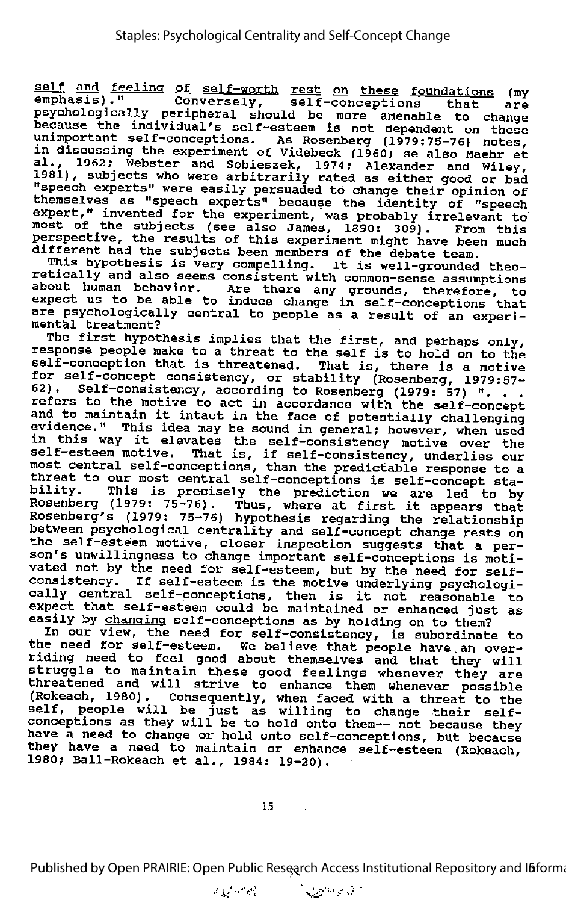<u>self and feeling of self-worth rest on these foundations</u> (my emphasis)." Conversely, self-conceptions that are psychologically peripheral should be more amenable to change because the individual's self-esteem is not dependent on these unimportant self-conceptions. As Rosenberg (1979:75-76) notes, in discussing the experiment of Videbeck (1960; se also Maehr et al., 1962; Webster and Sobieszek, 1974; Alexander and Wiley, 1981), subjects who were arbitrarily rated as either good or bad "speech experts" were easily persuaded to change their opinion of themselves as "speech experts" because the identity of "speech expert," invented for the experiment, was probably irrelevant to most of the subjects (see also James, 1890: 309). From this perspective, the results of this experiment might have been much different had the subjects been members of the debate team.

This hypothesis is very compelling. It is well-grounded theoretically and also seems consistent with common-sense assumptions about human behavior. Are there any grounds, therefore, to expect us to be able to induce change in self-conceptions that are psychologically central to people as a result of an experimental treatment?

The first hypothesis implies that the first, and perhaps only, response people make to a threat to the self is to hold on to the self-conception that is threatened. That is, there is a motive for self-concept consistency, or stability (Rosenberg, 1979:57-62). Self-consistency, according to Rosenberg (1979: 57) ". . . refers to the motive to act in accordance with the self-concept and to maintain it intact in the face of potentially challenging evidence." This idea may be sound in general; however, when used in this way it elevates the self-consistency motive over the self-esteem motive. That is, if self-consistency, underlies our most central self-conceptions, than the predictable response to a threat to our most central self-conceptions is self-concept stability. This is precisely the prediction we are led to by Rosenberg (1979: 75-76). Thus, where at first it appears that Rosenberg's (1979: 75-76) hypothesis regarding the relationship between psychological centrality and self-concept change rests on the self-esteem motive, closer inspection suggests that a person's unwillingness to change important self-conceptions is motivated not by the need for self-esteem, but by the need for self-consistency. If self-esteem is the motive underlying psychologically central self-conceptions, then is it not reasonable to expect that self-esteem could be maintained or enhanced just as easily by <u>changing</u> self-conceptions as by holding on to them?

In our view, the need for self-consistency, is subordinate to the need for self-esteem. We believe that people have an overriding need to feel good about themselves and that they will struggle to maintain these good feelings whenever they are threatened and will strive to enhance them whenever possible (Rokeach, 1980). Consequently, when faced with a threat to the self, people will be just as willing to change their self-conceptions as they will be to hold onto them-- not because they have a need to change or hold onto self-conceptions, but because they have a need to maintain or enhance self-esteem (Rokeach, 1980; Ball-Rokeach et al., 1984: 19-20).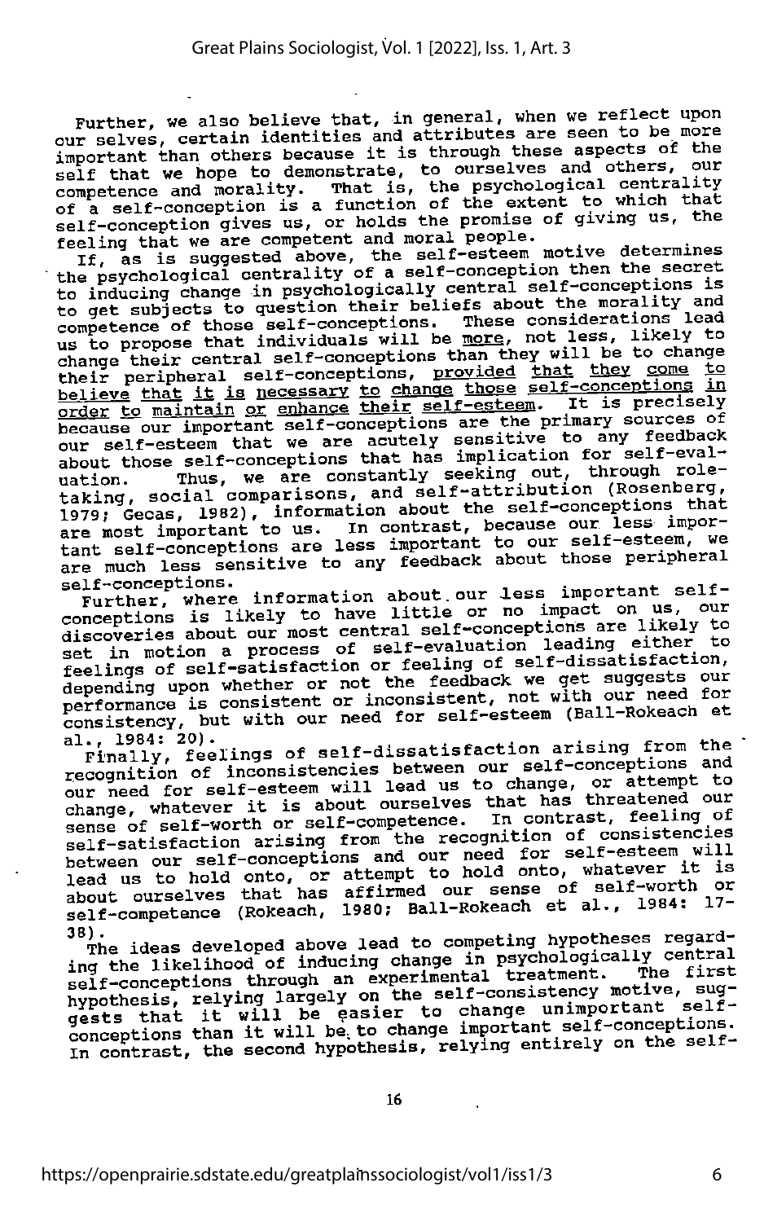Further, we also believe that, in general, when we reflect upon our selves, certain identities and attributes are seen to be more important than others because it is through these aspects of the self that we hope to demonstrate, to ourselves and others, our competence and morality. That is, the psychological centrality of a self-conception is a function of the extent to which that self-conception gives us, or holds the promise of giving us, the feeling that we are competent and moral people.

If, as is suggested above, the self-esteem motive determines the psychological centrality of a self-conception then the secret to inducing change in psychologically central self-conceptions is to get subjects to question their beliefs about the morality and competence of those self-conceptions. These considerations lead us to propose that individuals will be <u>more</u>, not less, likely to change their central self-conceptions than they will be to change their peripheral self-conceptions, <u>provided that they come to believe that it is necessary to change those self-conceptions in order to maintain or enhance their self-esteem</u>. It is precisely because our important self-conceptions are the primary sources of our self-esteem that we are acutely sensitive to any feedback about those self-conceptions that has implication for self-evaluation. Thus, we are constantly seeking out, through role-taking, social comparisons, and self-attribution (Rosenberg, 1979; Gecas, 1982), information about the self-conceptions that are most important to us. In contrast, because our less important self-conceptions are less important to our self-esteem, we are much less sensitive to any feedback about those peripheral self-conceptions.

Further, where information about our less important self-conceptions is likely to have little or no impact on us, our discoveries about our most central self-conceptions are likely to set in motion a process of self-evaluation leading either to feelings of self-satisfaction or feeling of self-dissatisfaction, depending upon whether or not the feedback we get suggests our performance is consistent or inconsistent, not with our need for consistency, but with our need for self-esteem (Ball-Rokeach et al., 1984: 20).

Finally, feelings of self-dissatisfaction arising from the recognition of inconsistencies between our self-conceptions and our need for self-esteem will lead us to change, or attempt to change, whatever it is about ourselves that has threatened our sense of self-worth or self-competence. In contrast, feeling of self-satisfaction arising from the recognition of consistencies between our self-conceptions and our need for self-esteem will lead us to hold onto, or attempt to hold onto, whatever it is about ourselves that has affirmed our sense of self-worth or self-competence (Rokeach, 1980; Ball-Rokeach et al., 1984: 17-38).

The ideas developed above lead to competing hypotheses regarding the likelihood of inducing change in psychologically central self-conceptions through an experimental treatment. The first hypothesis, relying largely on the self-consistency motive, suggests that it will be easier to change unimportant self-conceptions than it will be to change important self-conceptions. In contrast, the second hypothesis, relying entirely on the self-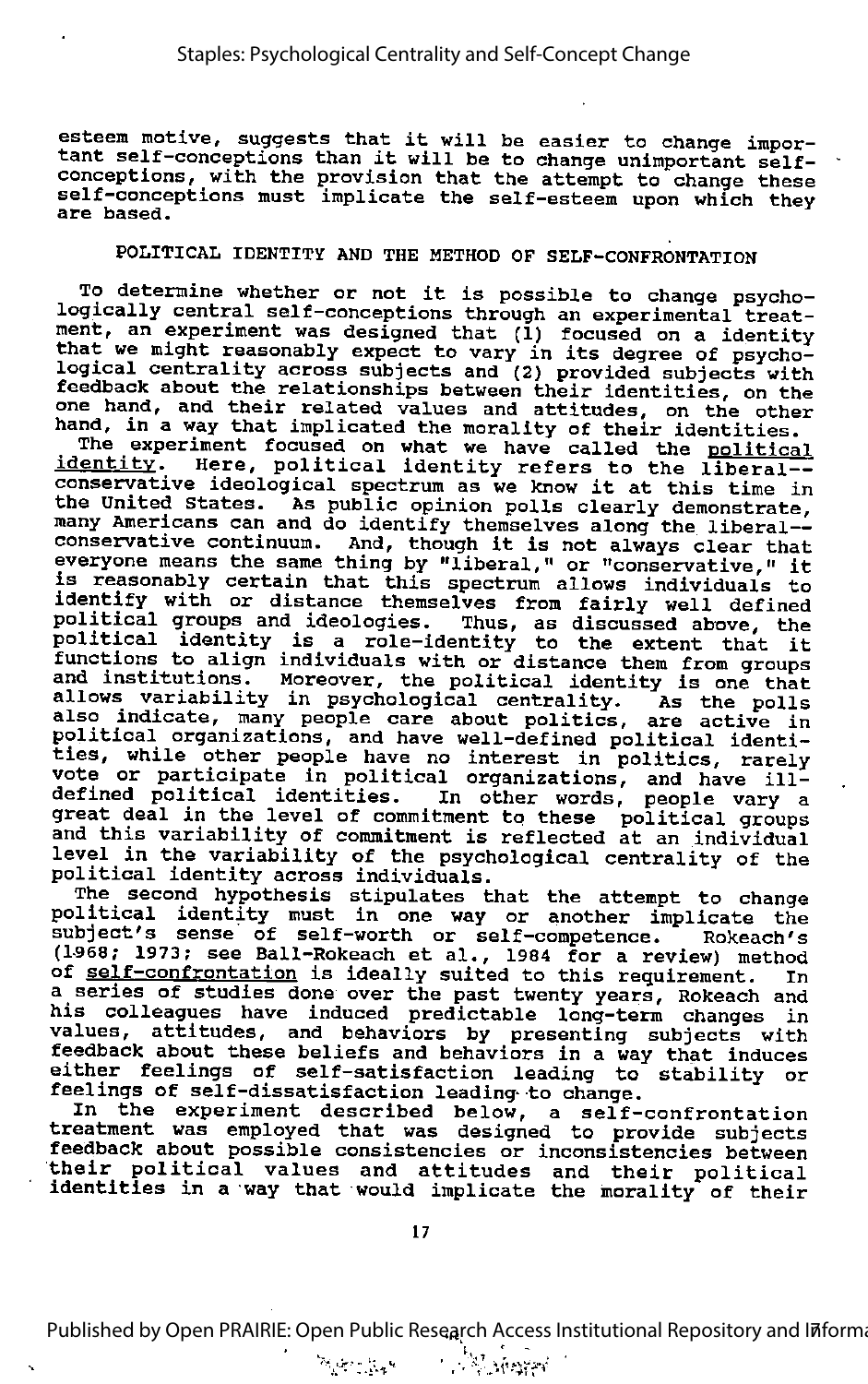esteem motive, suggests that it will be easier to change important self-conceptions than it will be to change unimportant self-conceptions, with the provision that the attempt to change these self-conceptions must implicate the self-esteem upon which they are based.

## POLITICAL IDENTITY AND THE METHOD OF SELF-CONFRONTATION

To determine whether or not it is possible to change psychologically central self-conceptions through an experimental treatment, an experiment was designed that (1) focused on a identity that we might reasonably expect to vary in its degree of psychological centrality across subjects and (2) provided subjects with feedback about the relationships between their identities, on the one hand, and their related values and attitudes, on the other hand, in a way that implicated the morality of their identities.

The experiment focused on what we have called the political identity. Here, political identity refers to the liberal--conservative ideological spectrum as we know it at this time in the United States. As public opinion polls clearly demonstrate, many Americans can and do identify themselves along the liberal--conservative continuum. And, though it is not always clear that everyone means the same thing by "liberal," or "conservative," it is reasonably certain that this spectrum allows individuals to identify with or distance themselves from fairly well defined political groups and ideologies. Thus, as discussed above, the political identity is a role-identity to the extent that it functions to align individuals with or distance them from groups and institutions. Moreover, the political identity is one that allows variability in psychological centrality. As the polls also indicate, many people care about politics, are active in political organizations, and have well-defined political identities, while other people have no interest in politics, rarely vote or participate in political organizations, and have ill-defined political identities. In other words, people vary a great deal in the level of commitment to these political groups and this variability of commitment is reflected at an individual level in the variability of the psychological centrality of the political identity across individuals.

The second hypothesis stipulates that the attempt to change political identity must in one way or another implicate the subject's sense of self-worth or self-competence. Rokeach's (1968; 1973; see Ball-Rokeach et al., 1984 for a review) method of self-confrontation is ideally suited to this requirement. In a series of studies done over the past twenty years, Rokeach and his colleagues have induced predictable long-term changes in values, attitudes, and behaviors by presenting subjects with feedback about these beliefs and behaviors in a way that induces either feelings of self-satisfaction leading to stability or feelings of self-dissatisfaction leading to change.

In the experiment described below, a self-confrontation treatment was employed that was designed to provide subjects feedback about possible consistencies or inconsistencies between their political values and attitudes and their political identities in a way that would implicate the morality of their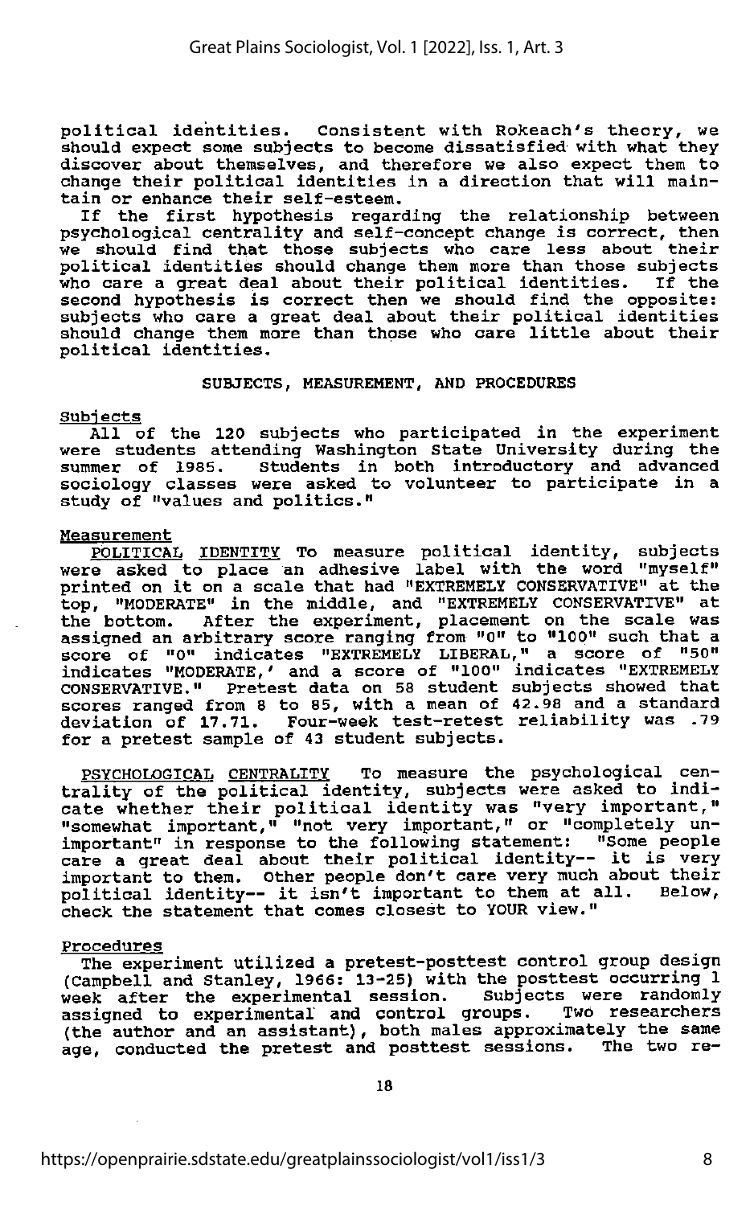political identities. Consistent with Rokeach's theory, we should expect some subjects to become dissatisfied with what they discover about themselves, and therefore we also expect them to change their political identities in a direction that will maintain or enhance their self-esteem.

If the first hypothesis regarding the relationship between psychological centrality and self-concept change is correct, then we should find that those subjects who care less about their political identities should change them more than those subjects who care a great deal about their political identities. If the second hypothesis is correct then we should find the opposite: subjects who care a great deal about their political identities should change them more than those who care little about their political identities.

## SUBJECTS, MEASUREMENT, AND PROCEDURES

### Subjects

All of the 120 subjects who participated in the experiment were students attending Washington State University during the summer of 1985. Students in both introductory and advanced sociology classes were asked to volunteer to participate in a study of "values and politics."

### Measurement

POLITICAL IDENTITY To measure political identity, subjects were asked to place an adhesive label with the word "myself" printed on it on a scale that had "EXTREMELY CONSERVATIVE" at the top, "MODERATE" in the middle, and "EXTREMELY CONSERVATIVE" at the bottom. After the experiment, placement on the scale was assigned an arbitrary score ranging from "0" to "100" such that a score of "0" indicates "EXTREMELY LIBERAL," a score of "50" indicates "MODERATE,' and a score of "100" indicates "EXTREMELY CONSERVATIVE." Pretest data on 58 student subjects showed that scores ranged from 8 to 85, with a mean of 42.98 and a standard deviation of 17.71. Four-week test-retest reliability was .79 for a pretest sample of 43 student subjects.

PSYCHOLOGICAL CENTRALITY To measure the psychological centrality of the political identity, subjects were asked to indicate whether their political identity was "very important," "somewhat important," "not very important," or "completely unimportant" in response to the following statement: "Some people care a great deal about their political identity-- it is very important to them. Other people don't care very much about their political identity-- it isn't important to them at all. Below, check the statement that comes closest to YOUR view."

### Procedures

The experiment utilized a pretest-posttest control group design (Campbell and Stanley, 1966: 13-25) with the posttest occurring 1 week after the experimental session. Subjects were randomly assigned to experimental and control groups. Two researchers (the author and an assistant), both males approximately the same age, conducted the pretest and posttest sessions. The two re-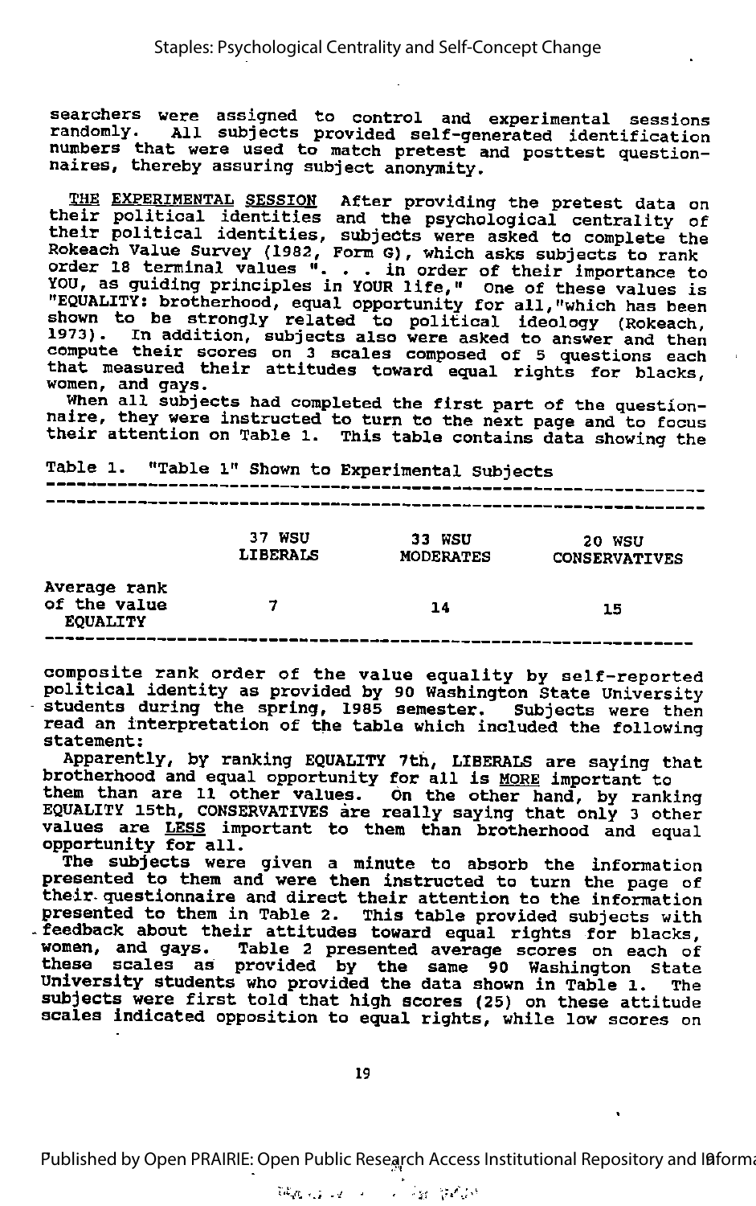searchers were assigned to control and experimental sessions randomly. All subjects provided self-generated identification numbers that were used to match pretest and posttest questionnaires, thereby assuring subject anonymity.

THE EXPERIMENTAL SESSION After providing the pretest data on their political identities and the psychological centrality of their political identities, subjects were asked to complete the Rokeach Value Survey (1982, Form G), which asks subjects to rank order 18 terminal values ". . . in order of their importance to YOU, as guiding principles in YOUR life," One of these values is "EQUALITY: brotherhood, equal opportunity for all,"which has been shown to be strongly related to political ideology (Rokeach, 1973). In addition, subjects also were asked to answer and then compute their scores on 3 scales composed of 5 questions each that measured their attitudes toward equal rights for blacks, women, and gays.

When all subjects had completed the first part of the questionnaire, they were instructed to turn to the next page and to focus their attention on Table 1. This table contains data showing the composite rank order of the value equality by self-reported political identity as provided by 90 Washington State University students during the spring, 1985 semester. Subjects were then read an interpretation of the table which included the following statement:

Table 1. "Table 1" Shown to Experimental Subjects

| | 37 WSU LIBERALS | 33 WSU MODERATES | 20 WSU CONSERVATIVES |
|---|---|---|---|
| Average rank of the value EQUALITY | 7 | 14 | 15 |

Apparently, by ranking EQUALITY 7th, LIBERALS are saying that brotherhood and equal opportunity for all is MORE important to them than are 11 other values. On the other hand, by ranking EQUALITY 15th, CONSERVATIVES are really saying that only 3 other values are LESS important to them than brotherhood and equal opportunity for all.

The subjects were given a minute to absorb the information presented to them and were then instructed to turn the page of their questionnaire and direct their attention to the information presented to them in Table 2. This table provided subjects with feedback about their attitudes toward equal rights for blacks, women, and gays. Table 2 presented average scores on each of these scales as provided by the same 90 Washington State University students who provided the data shown in Table 1. The subjects were first told that high scores (25) on these attitude scales indicated opposition to equal rights, while low scores on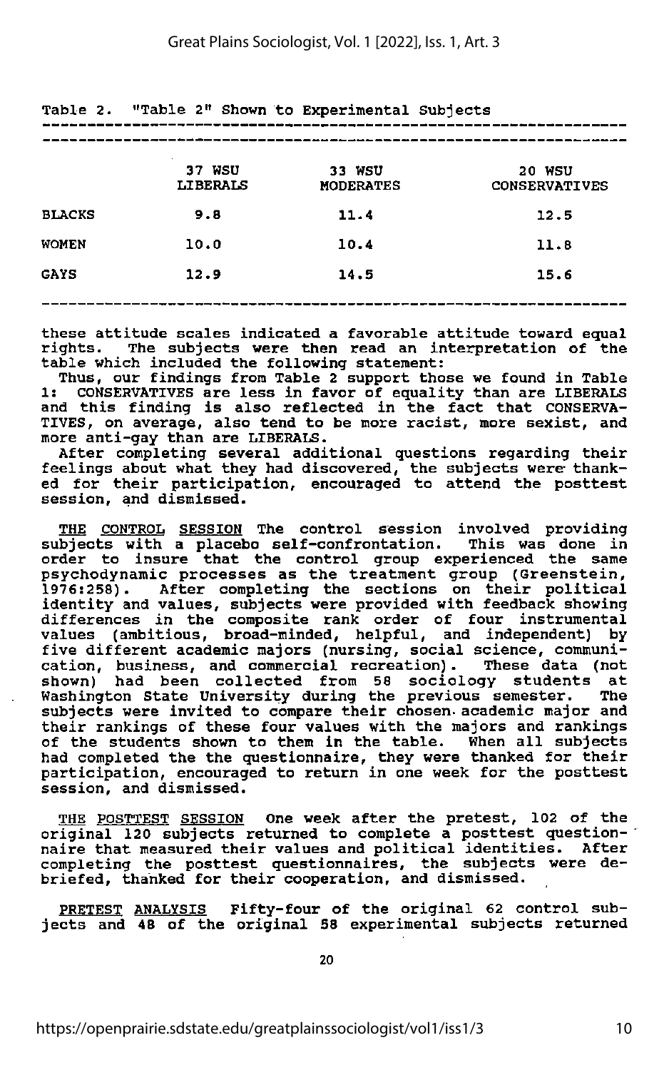Table 2. "Table 2" Shown to Experimental Subjects

| | 37 WSU LIBERALS | 33 WSU MODERATES | 20 WSU CONSERVATIVES |
|---|---|---|---|
| BLACKS | 9.8 | 11.4 | 12.5 |
| WOMEN | 10.0 | 10.4 | 11.8 |
| GAYS | 12.9 | 14.5 | 15.6 |

these attitude scales indicated a favorable attitude toward equal rights. The subjects were then read an interpretation of the table which included the following statement:

Thus, our findings from Table 2 support those we found in Table 1: CONSERVATIVES are less in favor of equality than are LIBERALS and this finding is also reflected in the fact that CONSERVATIVES, on average, also tend to be more racist, more sexist, and more anti-gay than are LIBERALS.

After completing several additional questions regarding their feelings about what they had discovered, the subjects were thanked for their participation, encouraged to attend the posttest session, and dismissed.

<u>THE CONTROL SESSION</u> The control session involved providing subjects with a placebo self-confrontation. This was done in order to insure that the control group experienced the same psychodynamic processes as the treatment group (Greenstein, 1976:258). After completing the sections on their political identity and values, subjects were provided with feedback showing differences in the composite rank order of four instrumental values (ambitious, broad-minded, helpful, and independent) by five different academic majors (nursing, social science, communication, business, and commercial recreation). These data (not shown) had been collected from 58 sociology students at Washington State University during the previous semester. The subjects were invited to compare their chosen academic major and their rankings of these four values with the majors and rankings of the students shown to them in the table. When all subjects had completed the the questionnaire, they were thanked for their participation, encouraged to return in one week for the posttest session, and dismissed.

<u>THE POSTTEST SESSION</u> One week after the pretest, 102 of the original 120 subjects returned to complete a posttest questionnaire that measured their values and political identities. After completing the posttest questionnaires, the subjects were debriefed, thanked for their cooperation, and dismissed.

<u>PRETEST ANALYSIS</u> Fifty-four of the original 62 control subjects and 48 of the original 58 experimental subjects returned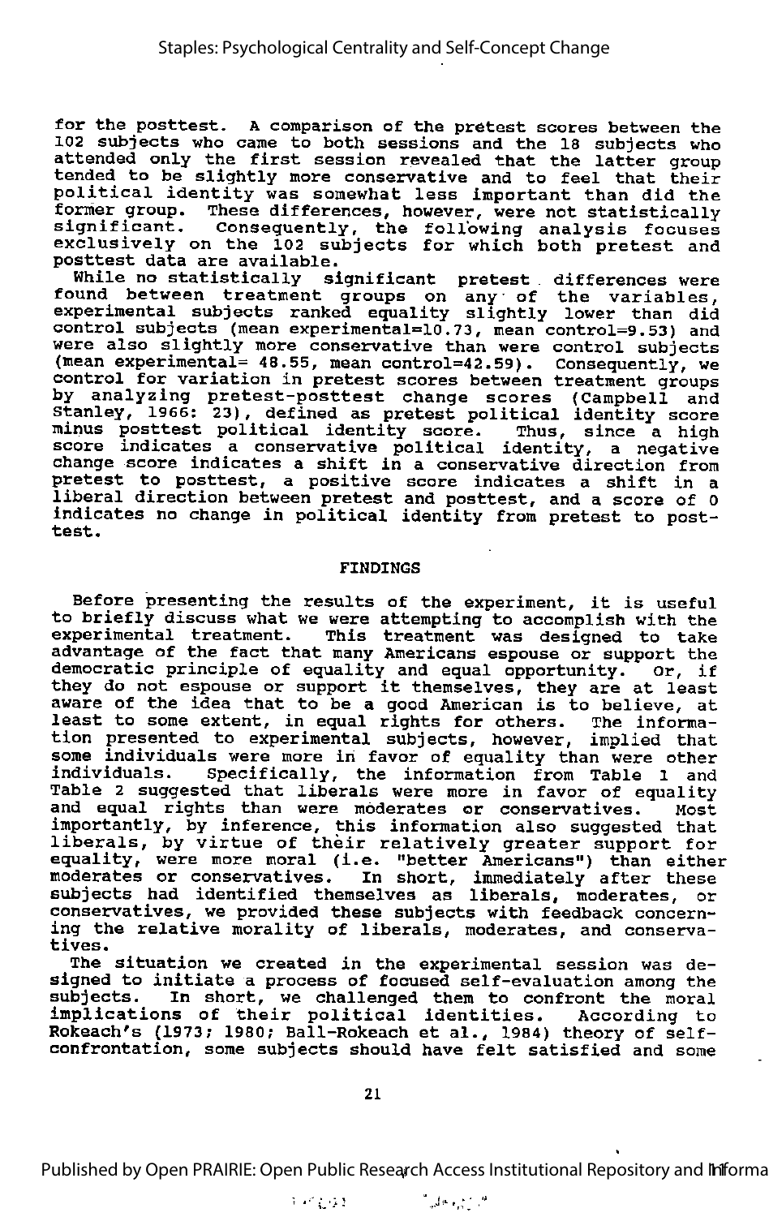for the posttest. A comparison of the pretest scores between the 102 subjects who came to both sessions and the 18 subjects who attended only the first session revealed that the latter group tended to be slightly more conservative and to feel that their political identity was somewhat less important than did the former group. These differences, however, were not statistically significant. Consequently, the following analysis focuses exclusively on the 102 subjects for which both pretest and posttest data are available.

While no statistically significant pretest differences were found between treatment groups on any of the variables, experimental subjects ranked equality slightly lower than did control subjects (mean experimental=10.73, mean control=9.53) and were also slightly more conservative than were control subjects (mean experimental= 48.55, mean control=42.59). Consequently, we control for variation in pretest scores between treatment groups by analyzing pretest-posttest change scores (Campbell and Stanley, 1966: 23), defined as pretest political identity score minus posttest political identity score. Thus, since a high score indicates a conservative political identity, a negative change score indicates a shift in a conservative direction from pretest to posttest, a positive score indicates a shift in a liberal direction between pretest and posttest, and a score of 0 indicates no change in political identity from pretest to posttest.

## FINDINGS

Before presenting the results of the experiment, it is useful to briefly discuss what we were attempting to accomplish with the experimental treatment. This treatment was designed to take advantage of the fact that many Americans espouse or support the democratic principle of equality and equal opportunity. Or, if they do not espouse or support it themselves, they are at least aware of the idea that to be a good American is to believe, at least to some extent, in equal rights for others. The information presented to experimental subjects, however, implied that some individuals were more in favor of equality than were other individuals. Specifically, the information from Table 1 and Table 2 suggested that liberals were more in favor of equality and equal rights than were moderates or conservatives. Most importantly, by inference, this information also suggested that liberals, by virtue of their relatively greater support for equality, were more moral (i.e. "better Americans") than either moderates or conservatives. In short, immediately after these subjects had identified themselves as liberals, moderates, or conservatives, we provided these subjects with feedback concerning the relative morality of liberals, moderates, and conservatives.

The situation we created in the experimental session was designed to initiate a process of focused self-evaluation among the subjects. In short, we challenged them to confront the moral implications of their political identities. According to Rokeach's (1973; 1980; Ball-Rokeach et al., 1984) theory of self-confrontation, some subjects should have felt satisfied and some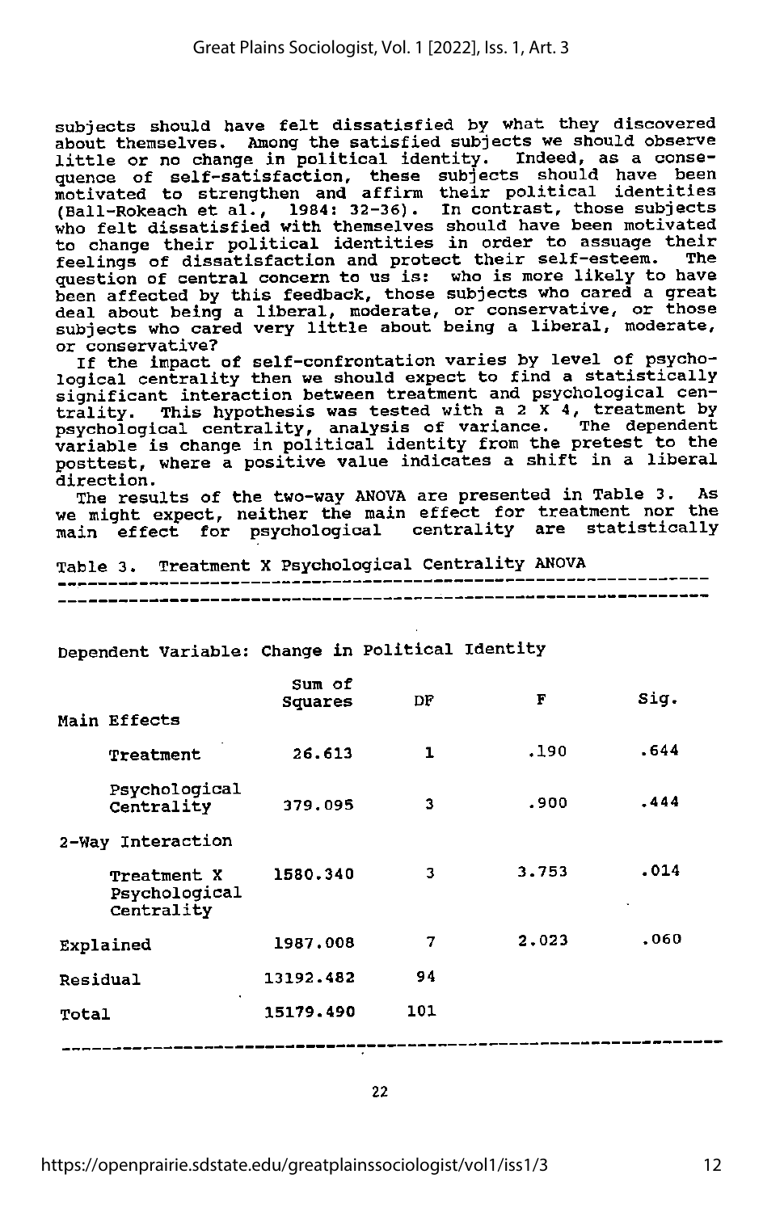subjects should have felt dissatisfied by what they discovered about themselves. Among the satisfied subjects we should observe little or no change in political identity. Indeed, as a consequence of self-satisfaction, these subjects should have been motivated to strengthen and affirm their political identities (Ball-Rokeach et al., 1984: 32-36). In contrast, those subjects who felt dissatisfied with themselves should have been motivated to change their political identities in order to assuage their feelings of dissatisfaction and protect their self-esteem. The question of central concern to us is: who is more likely to have been affected by this feedback, those subjects who cared a great deal about being a liberal, moderate, or conservative, or those subjects who cared very little about being a liberal, moderate, or conservative?

If the impact of self-confrontation varies by level of psychological centrality then we should expect to find a statistically significant interaction between treatment and psychological centrality. This hypothesis was tested with a 2 X 4, treatment by psychological centrality, analysis of variance. The dependent variable is change in political identity from the pretest to the posttest, where a positive value indicates a shift in a liberal direction.

The results of the two-way ANOVA are presented in Table 3. As we might expect, neither the main effect for treatment nor the main effect for psychological centrality are statistically

Table 3. Treatment X Psychological Centrality ANOVA

Dependent Variable: Change in Political Identity

| | Sum of Squares | DF | F | Sig. |
|---|---|---|---|---|
| Main Effects | | | | |
| Treatment | 26.613 | 1 | .190 | .644 |
| Psychological Centrality | 379.095 | 3 | .900 | .444 |
| 2-Way Interaction | | | | |
| Treatment X Psychological Centrality | 1580.340 | 3 | 3.753 | .014 |
| Explained | 1987.008 | 7 | 2.023 | .060 |
| Residual | 13192.482 | 94 | | |
| Total | 15179.490 | 101 | | |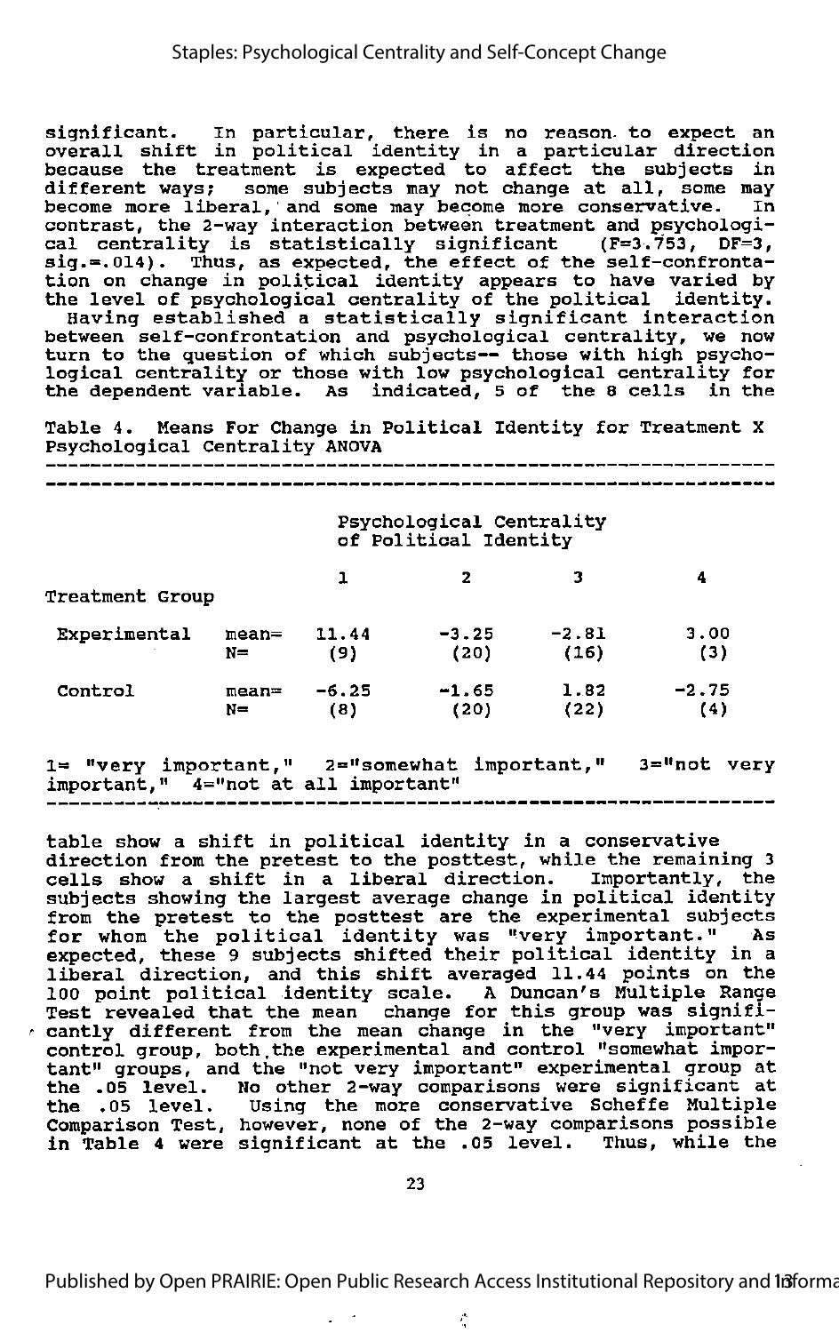significant. In particular, there is no reason to expect an overall shift in political identity in a particular direction because the treatment is expected to affect the subjects in different ways; some subjects may not change at all, some may become more liberal, and some may become more conservative. In contrast, the 2-way interaction between treatment and psychological centrality is statistically significant (F=3.753, DF=3, sig.=.014). Thus, as expected, the effect of the self-confrontation on change in political identity appears to have varied by the level of psychological centrality of the political identity.

Having established a statistically significant interaction between self-confrontation and psychological centrality, we now turn to the question of which subjects-- those with high psychological centrality or those with low psychological centrality for the dependent variable. As indicated, 5 of the 8 cells in the table show a shift in political identity in a conservative direction from the pretest to the posttest, while the remaining 3 cells show a shift in a liberal direction. Importantly, the subjects showing the largest average change in political identity from the pretest to the posttest are the experimental subjects for whom the political identity was "very important." As expected, these 9 subjects shifted their political identity in a liberal direction, and this shift averaged 11.44 points on the 100 point political identity scale. A Duncan's Multiple Range Test revealed that the mean change for this group was significantly different from the mean change in the "very important" control group, both the experimental and control "somewhat important" groups, and the "not very important" experimental group at the .05 level. No other 2-way comparisons were significant at the .05 level. Using the more conservative Scheffe Multiple Comparison Test, however, none of the 2-way comparisons possible in Table 4 were significant at the .05 level. Thus, while the

Table 4. Means For Change in Political Identity for Treatment X Psychological Centrality ANOVA

| | | Psychological Centrality of Political Identity | | | |
|---|---|---|---|---|---|
| Treatment Group | | 1 | 2 | 3 | 4 |
| Experimental | mean= | 11.44 | -3.25 | -2.81 | 3.00 |
| | N= | (9) | (20) | (16) | (3) |
| Control | mean= | -6.25 | -1.65 | 1.82 | -2.75 |
| | N= | (8) | (20) | (22) | (4) |

1= "very important," 2="somewhat important," 3="not very important," 4="not at all important"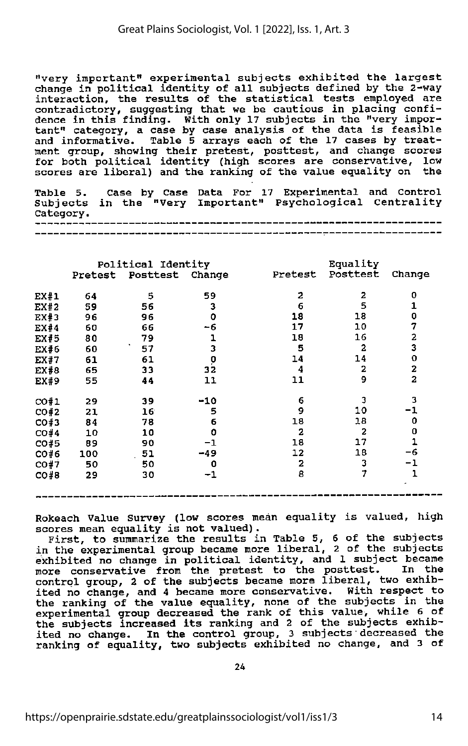"very important" experimental subjects exhibited the largest change in political identity of all subjects defined by the 2-way interaction, the results of the statistical tests employed are contradictory, suggesting that we be cautious in placing confidence in this finding. With only 17 subjects in the "very important" category, a case by case analysis of the data is feasible and informative. Table 5 arrays each of the 17 cases by treatment group, showing their pretest, posttest, and change scores for both political identity (high scores are conservative, low scores are liberal) and the ranking of the value equality on the Rokeach Value Survey (low scores mean equality is valued, high scores mean equality is not valued).

Table 5. Case by Case Data For 17 Experimental and Control Subjects in the "Very Important" Psychological Centrality Category.

| | Political Identity | | | Equality | | |
|---|---|---|---|---|---|---|
| | Pretest | Posttest | Change | Pretest | Posttest | Change |
| EX#1 | 64 | 5 | 59 | 2 | 2 | 0 |
| EX#2 | 59 | 56 | 3 | 6 | 5 | 1 |
| EX#3 | 96 | 96 | 0 | 18 | 18 | 0 |
| EX#4 | 60 | 66 | -6 | 17 | 10 | 7 |
| EX#5 | 80 | 79 | 1 | 18 | 16 | 2 |
| EX#6 | 60 | 57 | 3 | 5 | 2 | 3 |
| EX#7 | 61 | 61 | 0 | 14 | 14 | 0 |
| EX#8 | 65 | 33 | 32 | 4 | 2 | 2 |
| EX#9 | 55 | 44 | 11 | 11 | 9 | 2 |
| CO#1 | 29 | 39 | -10 | 6 | 3 | 3 |
| CO#2 | 21 | 16 | 5 | 9 | 10 | -1 |
| CO#3 | 84 | 78 | 6 | 18 | 18 | 0 |
| CO#4 | 10 | 10 | 0 | 2 | 2 | 0 |
| CO#5 | 89 | 90 | -1 | 18 | 17 | 1 |
| CO#6 | 100 | 51 | -49 | 12 | 18 | -6 |
| CO#7 | 50 | 50 | 0 | 2 | 3 | -1 |
| CO#8 | 29 | 30 | -1 | 8 | 7 | 1 |

First, to summarize the results in Table 5, 6 of the subjects in the experimental group became more liberal, 2 of the subjects exhibited no change in political identity, and 1 subject became more conservative from the pretest to the posttest. In the control group, 2 of the subjects became more liberal, two exhibited no change, and 4 became more conservative. With respect to the ranking of the value equality, none of the subjects in the experimental group decreased the rank of this value, while 6 of the subjects increased its ranking and 2 of the subjects exhibited no change. In the control group, 3 subjects decreased the ranking of equality, two subjects exhibited no change, and 3 of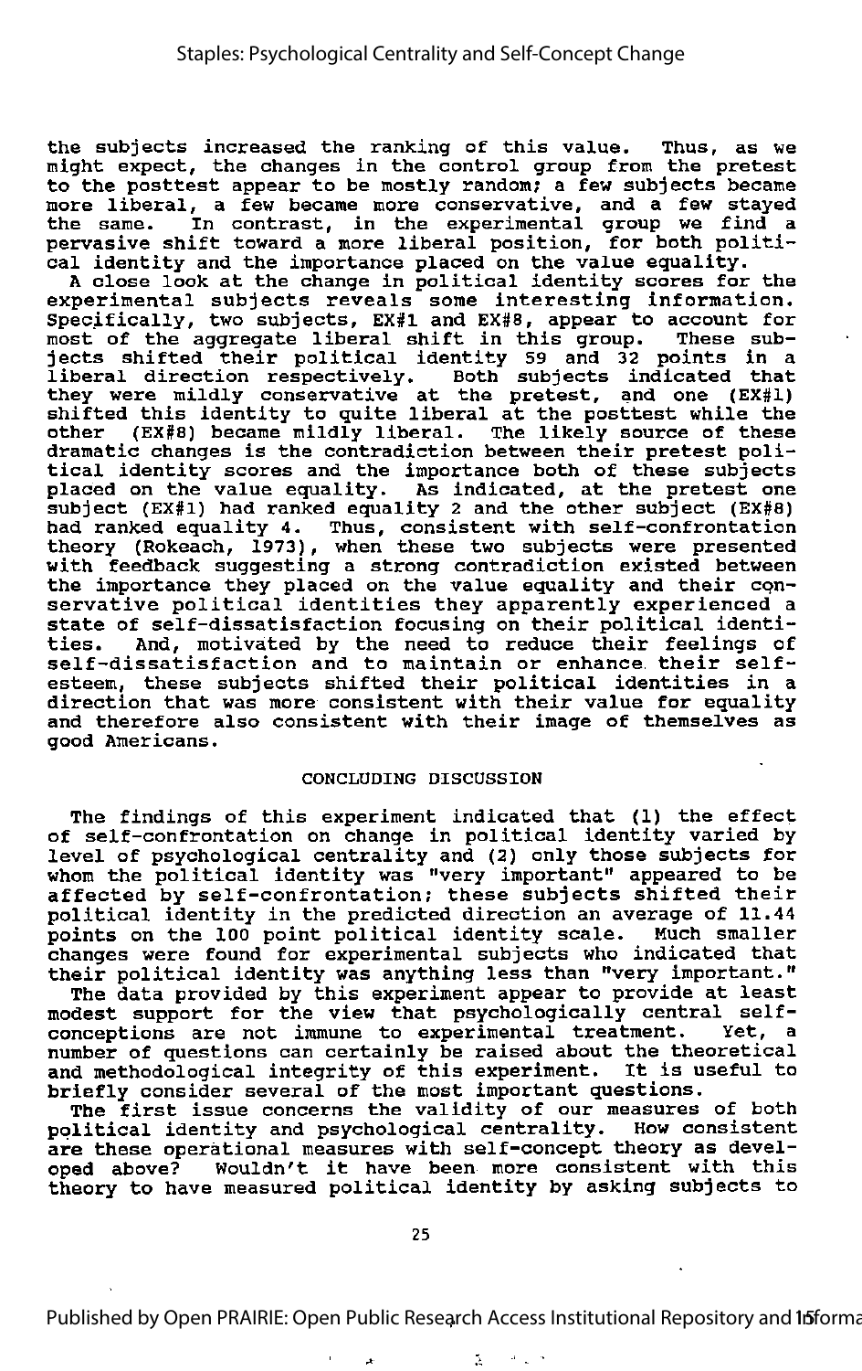the subjects increased the ranking of this value. Thus, as we might expect, the changes in the control group from the pretest to the posttest appear to be mostly random; a few subjects became more liberal, a few became more conservative, and a few stayed the same. In contrast, in the experimental group we find a pervasive shift toward a more liberal position, for both political identity and the importance placed on the value equality.

A close look at the change in political identity scores for the experimental subjects reveals some interesting information. Specifically, two subjects, EX#1 and EX#8, appear to account for most of the aggregate liberal shift in this group. These subjects shifted their political identity 59 and 32 points in a liberal direction respectively. Both subjects indicated that they were mildly conservative at the pretest, and one (EX#1) shifted this identity to quite liberal at the posttest while the other (EX#8) became mildly liberal. The likely source of these dramatic changes is the contradiction between their pretest political identity scores and the importance both of these subjects placed on the value equality. As indicated, at the pretest one subject (EX#1) had ranked equality 2 and the other subject (EX#8) had ranked equality 4. Thus, consistent with self-confrontation theory (Rokeach, 1973), when these two subjects were presented with feedback suggesting a strong contradiction existed between the importance they placed on the value equality and their conservative political identities they apparently experienced a state of self-dissatisfaction focusing on their political identities. And, motivated by the need to reduce their feelings of self-dissatisfaction and to maintain or enhance their self-esteem, these subjects shifted their political identities in a direction that was more consistent with their value for equality and therefore also consistent with their image of themselves as good Americans.

## CONCLUDING DISCUSSION

The findings of this experiment indicated that (1) the effect of self-confrontation on change in political identity varied by level of psychological centrality and (2) only those subjects for whom the political identity was "very important" appeared to be affected by self-confrontation; these subjects shifted their political identity in the predicted direction an average of 11.44 points on the 100 point political identity scale. Much smaller changes were found for experimental subjects who indicated that their political identity was anything less than "very important."

The data provided by this experiment appear to provide at least modest support for the view that psychologically central self-conceptions are not immune to experimental treatment. Yet, a number of questions can certainly be raised about the theoretical and methodological integrity of this experiment. It is useful to briefly consider several of the most important questions.

The first issue concerns the validity of our measures of both political identity and psychological centrality. How consistent are these operational measures with self-concept theory as developed above? Wouldn't it have been more consistent with this theory to have measured political identity by asking subjects to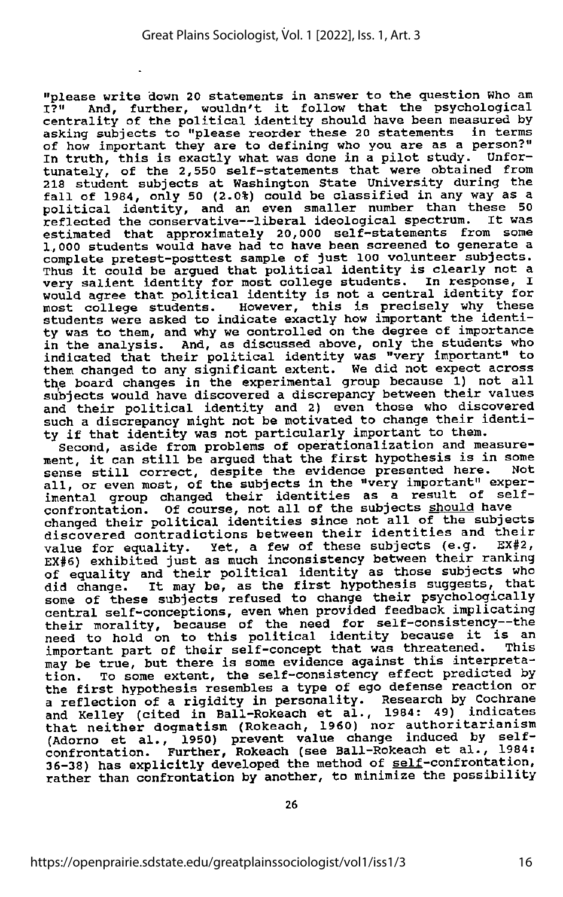"please write down 20 statements in answer to the question Who am I?" And, further, wouldn't it follow that the psychological centrality of the political identity should have been measured by asking subjects to "please reorder these 20 statements in terms of how important they are to defining who you are as a person?" In truth, this is exactly what was done in a pilot study. Unfortunately, of the 2,550 self-statements that were obtained from 218 student subjects at Washington State University during the fall of 1984, only 50 (2.0%) could be classified in any way as a political identity, and an even smaller number than these 50 reflected the conservative--liberal ideological spectrum. It was estimated that approximately 20,000 self-statements from some 1,000 students would have had to have been screened to generate a complete pretest-posttest sample of just 100 volunteer subjects. Thus it could be argued that political identity is clearly not a very salient identity for most college students. In response, I would agree that political identity is not a central identity for most college students. However, this is precisely why these students were asked to indicate exactly how important the identity was to them, and why we controlled on the degree of importance in the analysis. And, as discussed above, only the students who indicated that their political identity was "very important" to them changed to any significant extent. We did not expect across the board changes in the experimental group because 1) not all subjects would have discovered a discrepancy between their values and their political identity and 2) even those who discovered such a discrepancy might not be motivated to change their identity if that identity was not particularly important to them.

Second, aside from problems of operationalization and measurement, it can still be argued that the first hypothesis is in some sense still correct, despite the evidence presented here. Not all, or even most, of the subjects in the "very important" experimental group changed their identities as a result of self-confrontation. Of course, not all of the subjects should have changed their political identities since not all of the subjects discovered contradictions between their identities and their value for equality. Yet, a few of these subjects (e.g. EX#2, EX#6) exhibited just as much inconsistency between their ranking of equality and their political identity as those subjects who did change. It may be, as the first hypothesis suggests, that some of these subjects refused to change their psychologically central self-conceptions, even when provided feedback implicating their morality, because of the need for self-consistency--the need to hold on to this political identity because it is an important part of their self-concept that was threatened. This may be true, but there is some evidence against this interpretation. To some extent, the self-consistency effect predicted by the first hypothesis resembles a type of ego defense reaction or a reflection of a rigidity in personality. Research by Cochrane and Kelley (cited in Ball-Rokeach et al., 1984: 49) indicates that neither dogmatism (Rokeach, 1960) nor authoritarianism (Adorno et al., 1950) prevent value change induced by self-confrontation. Further, Rokeach (see Ball-Rokeach et al., 1984: 36-38) has explicitly developed the method of self-confrontation, rather than confrontation by another, to minimize the possibility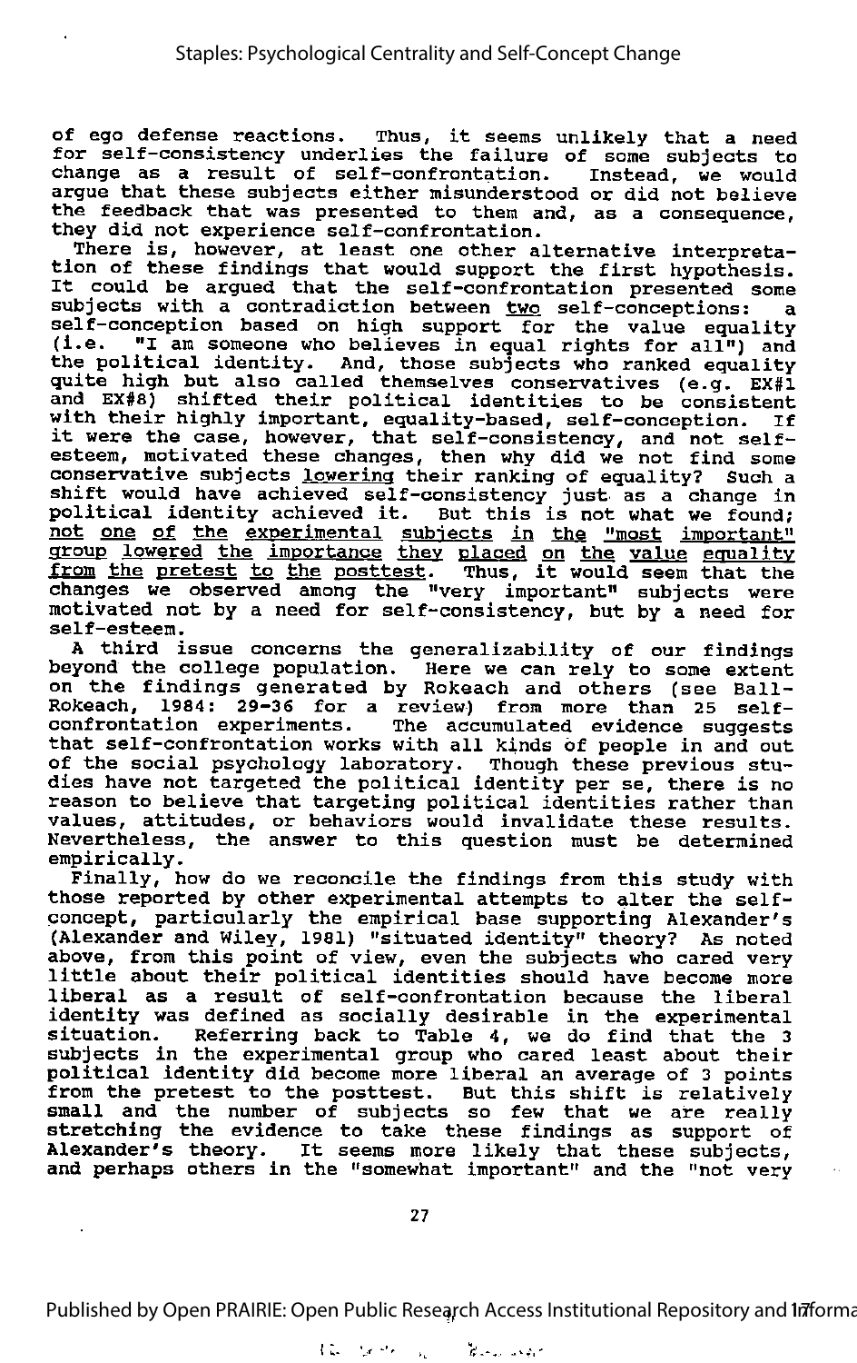of ego defense reactions. Thus, it seems unlikely that a need for self-consistency underlies the failure of some subjects to change as a result of self-confrontation. Instead, we would argue that these subjects either misunderstood or did not believe the feedback that was presented to them and, as a consequence, they did not experience self-confrontation.

There is, however, at least one other alternative interpretation of these findings that would support the first hypothesis. It could be argued that the self-confrontation presented some subjects with a contradiction between two self-conceptions: a self-conception based on high support for the value equality (i.e. "I am someone who believes in equal rights for all") and the political identity. And, those subjects who ranked equality quite high but also called themselves conservatives (e.g. EX#1 and EX#8) shifted their political identities to be consistent with their highly important, equality-based, self-conception. If it were the case, however, that self-consistency, and not self-esteem, motivated these changes, then why did we not find some conservative subjects lowering their ranking of equality? Such a shift would have achieved self-consistency just as a change in political identity achieved it. But this is not what we found; not one of the experimental subjects in the "most important" group lowered the importance they placed on the value equality from the pretest to the posttest. Thus, it would seem that the changes we observed among the "very important" subjects were motivated not by a need for self-consistency, but by a need for self-esteem.

A third issue concerns the generalizability of our findings beyond the college population. Here we can rely to some extent on the findings generated by Rokeach and others (see Ball-Rokeach, 1984: 29-36 for a review) from more than 25 self-confrontation experiments. The accumulated evidence suggests that self-confrontation works with all kinds of people in and out of the social psychology laboratory. Though these previous studies have not targeted the political identity per se, there is no reason to believe that targeting political identities rather than values, attitudes, or behaviors would invalidate these results. Nevertheless, the answer to this question must be determined empirically.

Finally, how do we reconcile the findings from this study with those reported by other experimental attempts to alter the self-concept, particularly the empirical base supporting Alexander's (Alexander and Wiley, 1981) "situated identity" theory? As noted above, from this point of view, even the subjects who cared very little about their political identities should have become more liberal as a result of self-confrontation because the liberal identity was defined as socially desirable in the experimental situation. Referring back to Table 4, we do find that the 3 subjects in the experimental group who cared least about their political identity did become more liberal an average of 3 points from the pretest to the posttest. But this shift is relatively small and the number of subjects so few that we are really stretching the evidence to take these findings as support of Alexander's theory. It seems more likely that these subjects, and perhaps others in the "somewhat important" and the "not very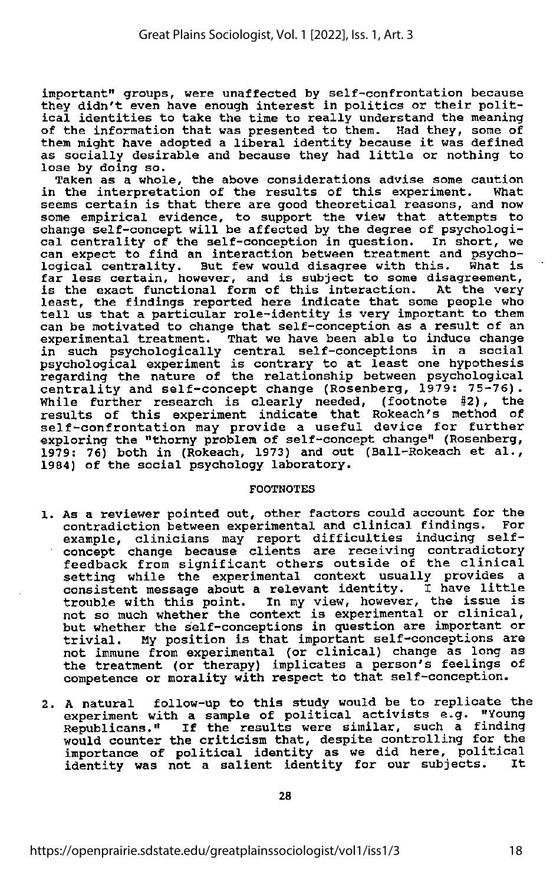important" groups, were unaffected by self-confrontation because they didn't even have enough interest in politics or their political identities to take the time to really understand the meaning of the information that was presented to them. Had they, some of them might have adopted a liberal identity because it was defined as socially desirable and because they had little or nothing to lose by doing so.

Taken as a whole, the above considerations advise some caution in the interpretation of the results of this experiment. What seems certain is that there are good theoretical reasons, and now some empirical evidence, to support the view that attempts to change self-concept will be affected by the degree of psychological centrality of the self-conception in question. In short, we can expect to find an interaction between treatment and psychological centrality. But few would disagree with this. What is far less certain, however, and is subject to some disagreement, is the exact functional form of this interaction. At the very least, the findings reported here indicate that some people who tell us that a particular role-identity is very important to them can be motivated to change that self-conception as a result of an experimental treatment. That we have been able to induce change in such psychologically central self-conceptions in a social psychological experiment is contrary to at least one hypothesis regarding the nature of the relationship between psychological centrality and self-concept change (Rosenberg, 1979: 75-76). While further research is clearly needed, (footnote #2), the results of this experiment indicate that Rokeach's method of self-confrontation may provide a useful device for further exploring the "thorny problem of self-concept change" (Rosenberg, 1979: 76) both in (Rokeach, 1973) and out (Ball-Rokeach et al., 1984) of the social psychology laboratory.

## FOOTNOTES

1. As a reviewer pointed out, other factors could account for the contradiction between experimental and clinical findings. For example, clinicians may report difficulties inducing self-concept change because clients are receiving contradictory feedback from significant others outside of the clinical setting while the experimental context usually provides a consistent message about a relevant identity. I have little trouble with this point. In my view, however, the issue is not so much whether the context is experimental or clinical, but whether the self-conceptions in question are important or trivial. My position is that important self-conceptions are not immune from experimental (or clinical) change as long as the treatment (or therapy) implicates a person's feelings of competence or morality with respect to that self-conception.

2. A natural follow-up to this study would be to replicate the experiment with a sample of political activists e.g. "Young Republicans." If the results were similar, such a finding would counter the criticism that, despite controlling for the importance of political identity as we did here, political identity was not a salient identity for our subjects. It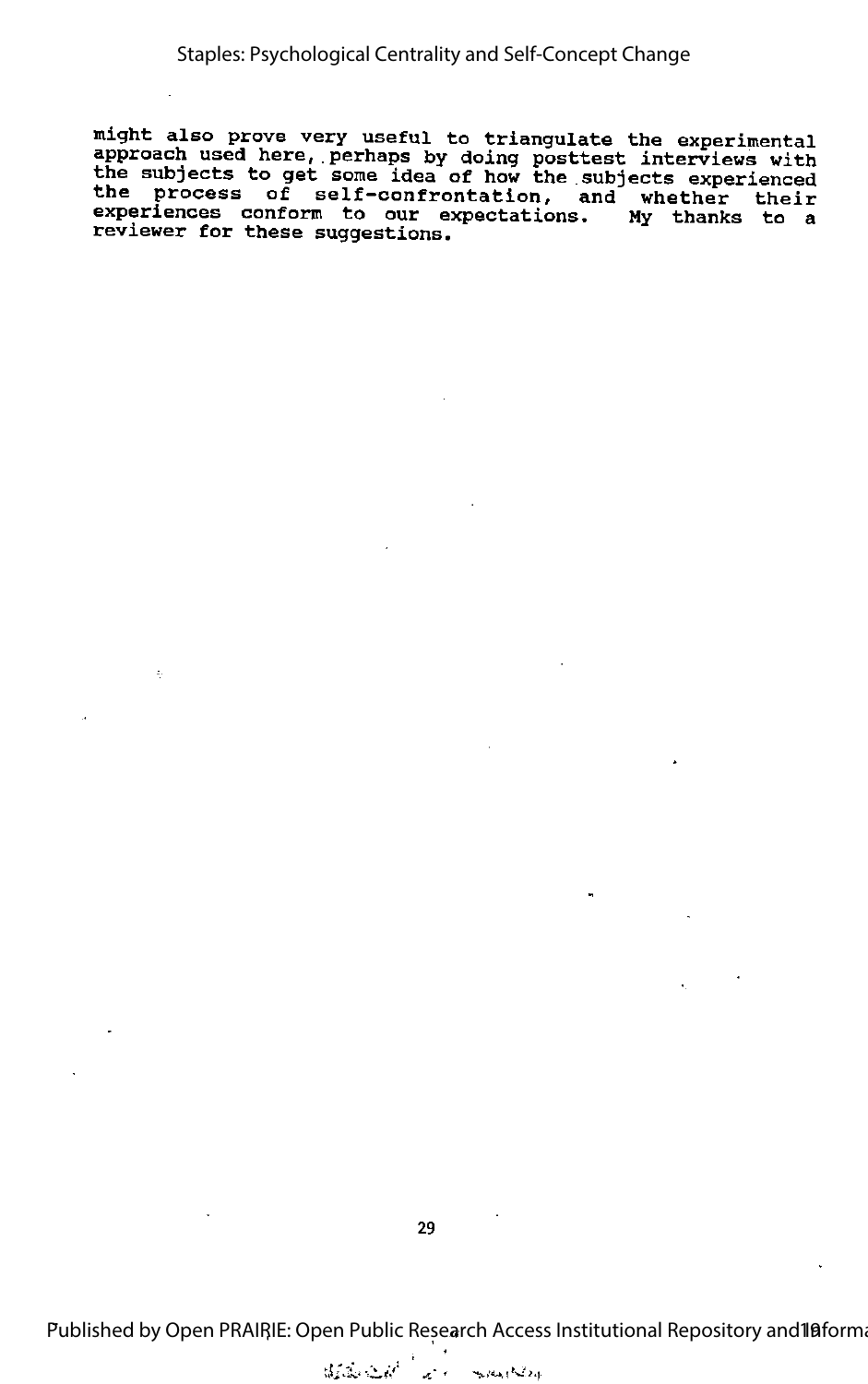might also prove very useful to triangulate the experimental approach used here, perhaps by doing posttest interviews with the subjects to get some idea of how the subjects experienced the process of self-confrontation, and whether their experiences conform to our expectations. My thanks to a reviewer for these suggestions.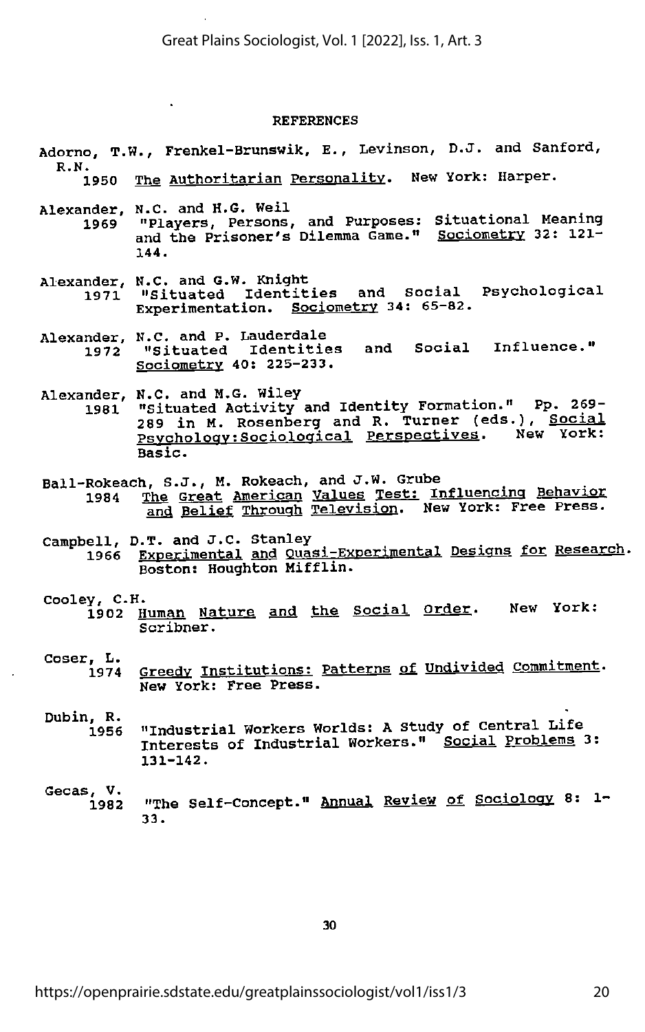## REFERENCES

Adorno, T.W., Frenkel-Brunswik, E., Levinson, D.J. and Sanford, R.N.
1950 *The Authoritarian Personality*. New York: Harper.

Alexander, N.C. and H.G. Weil
1969 "Players, Persons, and Purposes: Situational Meaning and the Prisoner's Dilemma Game." *Sociometry* 32: 121-144.

Alexander, N.C. and G.W. Knight
1971 "Situated Identities and Social Psychological Experimentation. *Sociometry* 34: 65-82.

Alexander, N.C. and P. Lauderdale
1972 "Situated Identities and Social Influence." *Sociometry* 40: 225-233.

Alexander, N.C. and M.G. Wiley
1981 "Situated Activity and Identity Formation." Pp. 269-289 in M. Rosenberg and R. Turner (eds.), *Social Psychology:Sociological Perspectives*. New York: Basic.

Ball-Rokeach, S.J., M. Rokeach, and J.W. Grube
1984 *The Great American Values Test: Influencing Behavior and Belief Through Television*. New York: Free Press.

Campbell, D.T. and J.C. Stanley
1966 *Experimental and Quasi-Experimental Designs for Research*. Boston: Houghton Mifflin.

Cooley, C.H.
1902 *Human Nature and the Social Order*. New York: Scribner.

Coser, L.
1974 *Greedy Institutions: Patterns of Undivided Commitment*. New York: Free Press.

Dubin, R.
1956 "Industrial Workers Worlds: A Study of Central Life Interests of Industrial Workers." *Social Problems* 3: 131-142.

Gecas, V.
1982 "The Self-Concept." *Annual Review of Sociology* 8: 1-33.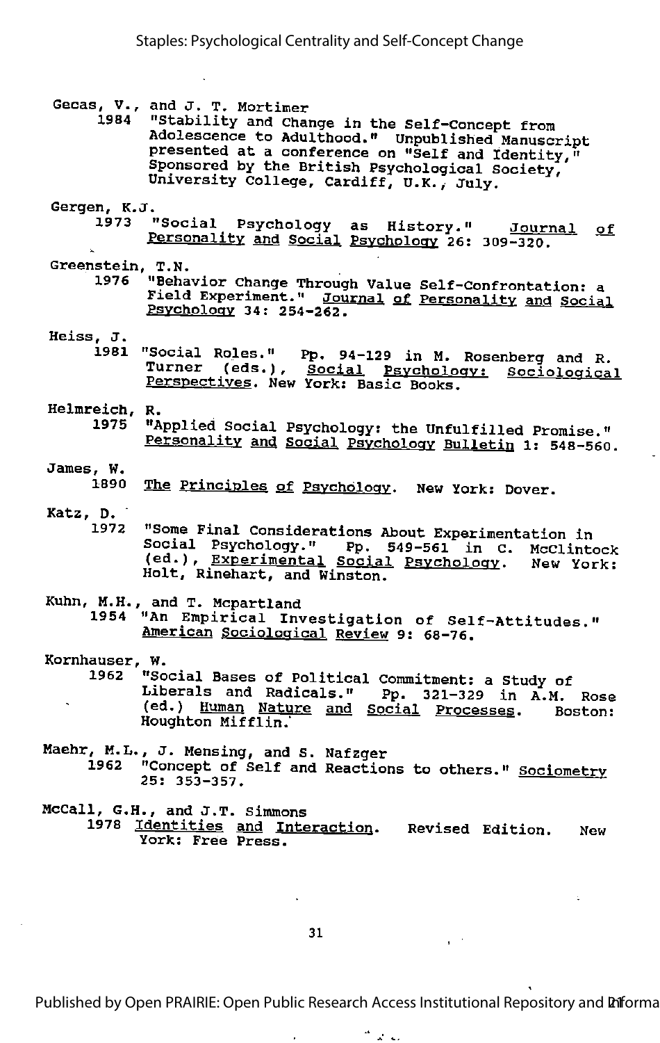Gecas, V., and J. T. Mortimer
1984 "Stability and Change in the Self-Concept from Adolescence to Adulthood." Unpublished Manuscript presented at a conference on "Self and Identity," Sponsored by the British Psychological Society, University College, Cardiff, U.K., July.

Gergen, K.J.
1973 "Social Psychology as History." Journal of Personality and Social Psychology 26: 309-320.

Greenstein, T.N.
1976 "Behavior Change Through Value Self-Confrontation: a Field Experiment." Journal of Personality and Social Psychology 34: 254-262.

Heiss, J.
1981 "Social Roles." Pp. 94-129 in M. Rosenberg and R. Turner (eds.), Social Psychology: Sociological Perspectives. New York: Basic Books.

Helmreich, R.
1975 "Applied Social Psychology: the Unfulfilled Promise." Personality and Social Psychology Bulletin 1: 548-560.

James, W.
1890 The Principles of Psychology. New York: Dover.

Katz, D.
1972 "Some Final Considerations About Experimentation in Social Psychology." Pp. 549-561 in C. McClintock (ed.), Experimental Social Psychology. New York: Holt, Rinehart, and Winston.

Kuhn, M.H., and T. Mcpartland
1954 "An Empirical Investigation of Self-Attitudes." American Sociological Review 9: 68-76.

Kornhauser, W.
1962 "Social Bases of Political Commitment: a Study of Liberals and Radicals." Pp. 321-329 in A.M. Rose (ed.) Human Nature and Social Processes. Boston: Houghton Mifflin.

Maehr, M.L., J. Mensing, and S. Nafzger
1962 "Concept of Self and Reactions to others." Sociometry 25: 353-357.

McCall, G.H., and J.T. Simmons
1978 Identities and Interaction. Revised Edition. New York: Free Press.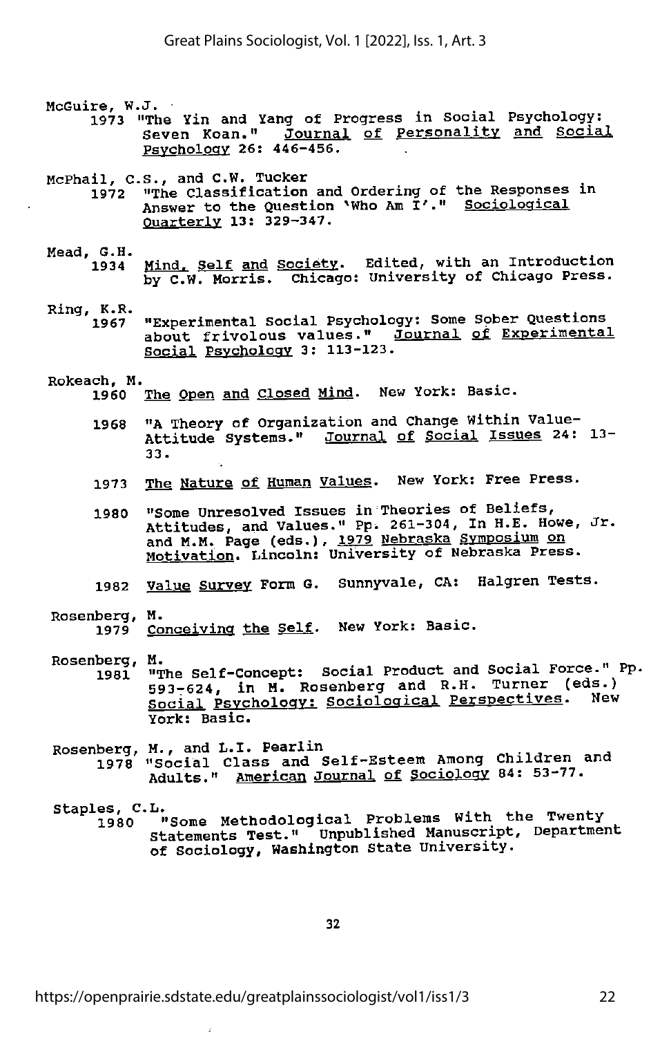McGuire, W.J.
1973 "The Yin and Yang of Progress in Social Psychology: Seven Koan." Journal of Personality and Social Psychology 26: 446-456.

McPhail, C.S., and C.W. Tucker
1972 "The Classification and Ordering of the Responses in Answer to the Question 'Who Am I'." Sociological Quarterly 13: 329-347.

Mead, G.H.
1934 Mind, Self and Society. Edited, with an Introduction by C.W. Morris. Chicago: University of Chicago Press.

Ring, K.R.
1967 "Experimental Social Psychology: Some Sober Questions about frivolous values." Journal of Experimental Social Psychology 3: 113-123.

Rokeach, M.
1960 The Open and Closed Mind. New York: Basic.

1968 "A Theory of Organization and Change Within Value-Attitude Systems." Journal of Social Issues 24: 13-33.

1973 The Nature of Human Values. New York: Free Press.

1980 "Some Unresolved Issues in Theories of Beliefs, Attitudes, and Values." Pp. 261-304, In H.E. Howe, Jr. and M.M. Page (eds.), 1979 Nebraska Symposium on Motivation. Lincoln: University of Nebraska Press.

1982 Value Survey Form G. Sunnyvale, CA: Halgren Tests.

Rosenberg, M.
1979 Conceiving the Self. New York: Basic.

Rosenberg, M.
1981 "The Self-Concept: Social Product and Social Force." Pp. 593-624, in M. Rosenberg and R.H. Turner (eds.) Social Psychology: Sociological Perspectives. New York: Basic.

Rosenberg, M., and L.I. Pearlin
1978 "Social Class and Self-Esteem Among Children and Adults." American Journal of Sociology 84: 53-77.

Staples, C.L.
1980 "Some Methodological Problems With the Twenty Statements Test." Unpublished Manuscript, Department of Sociology, Washington State University.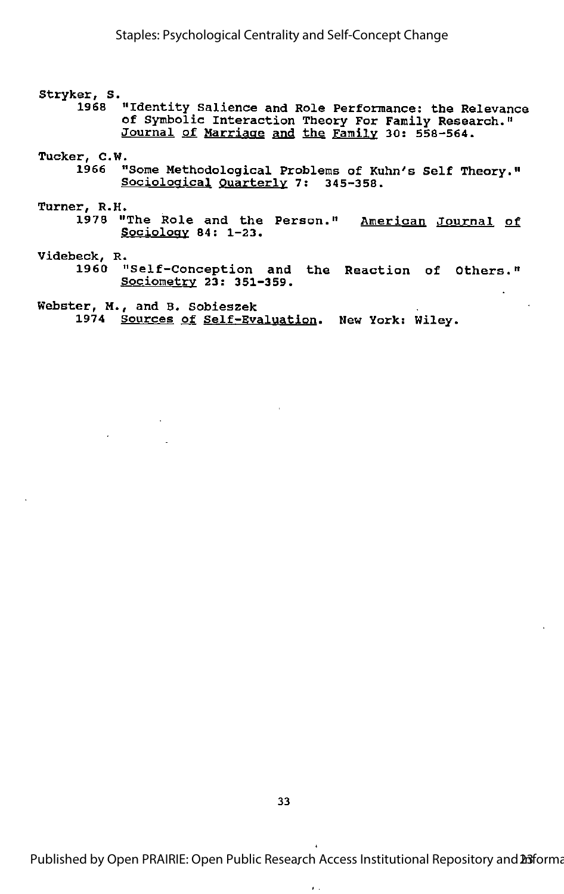Stryker, S.
1968 "Identity Salience and Role Performance: the Relevance of Symbolic Interaction Theory For Family Research." Journal of Marriage and the Family 30: 558-564.

Tucker, C.W.
1966 "Some Methodological Problems of Kuhn's Self Theory." Sociological Quarterly 7: 345-358.

Turner, R.H.
1978 "The Role and the Person." American Journal of Sociology 84: 1-23.

Videbeck, R.
1960 "Self-Conception and the Reaction of Others." Sociometry 23: 351-359.

Webster, M., and B. Sobieszek
1974 Sources of Self-Evaluation. New York: Wiley.